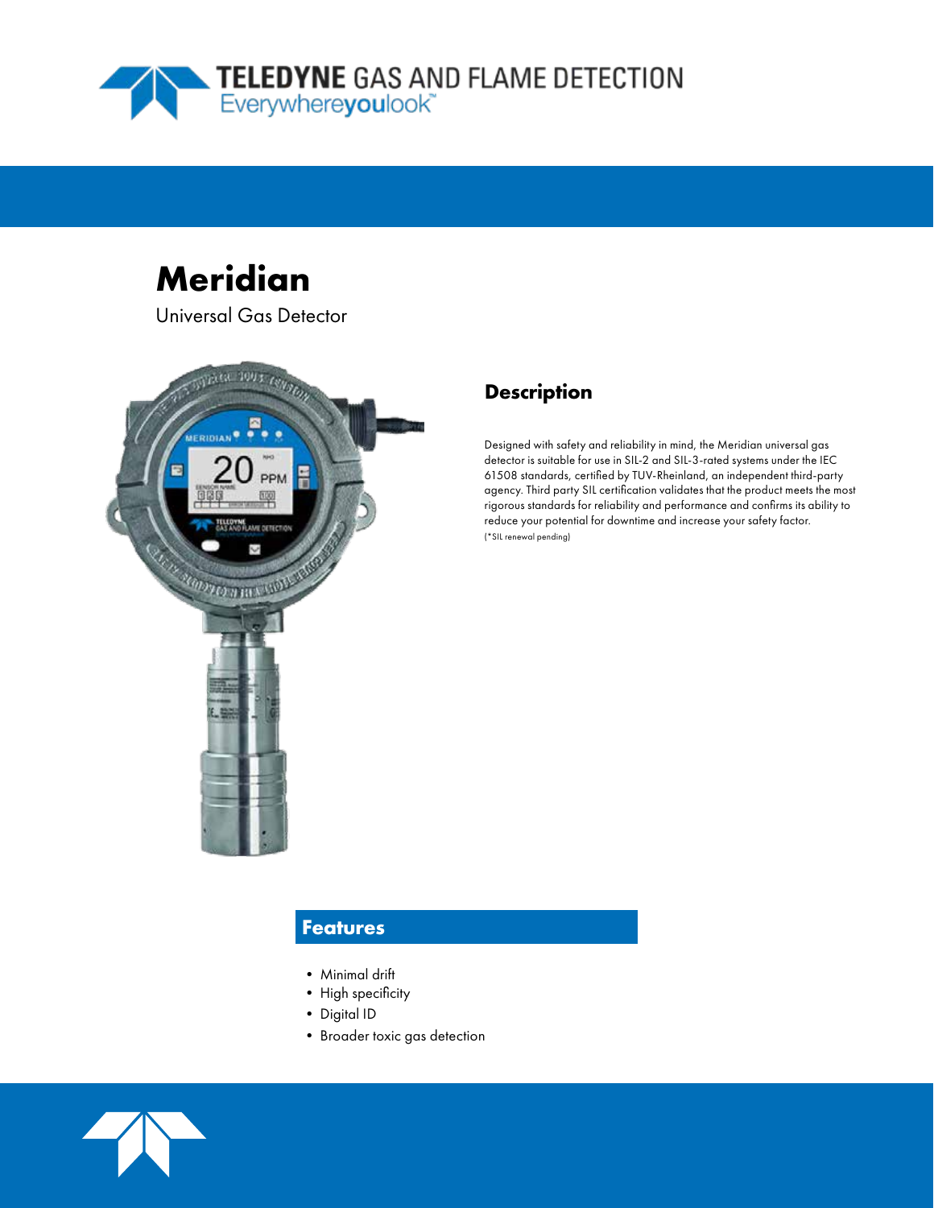TELEDYNE GAS AND FLAME DETECTION
Everywhereyoulook™

# Meridian

Universal Gas Detector

## Description

Designed with safety and reliability in mind, the Meridian universal gas detector is suitable for use in SIL-2 and SIL-3-rated systems under the IEC 61508 standards, certified by TUV-Rheinland, an independent third-party agency. Third party SIL certification validates that the product meets the most rigorous standards for reliability and performance and confirms its ability to reduce your potential for downtime and increase your safety factor.
(*SIL renewal pending)

## Features

- Minimal drift
- High specificity
- Digital ID
- Broader toxic gas detection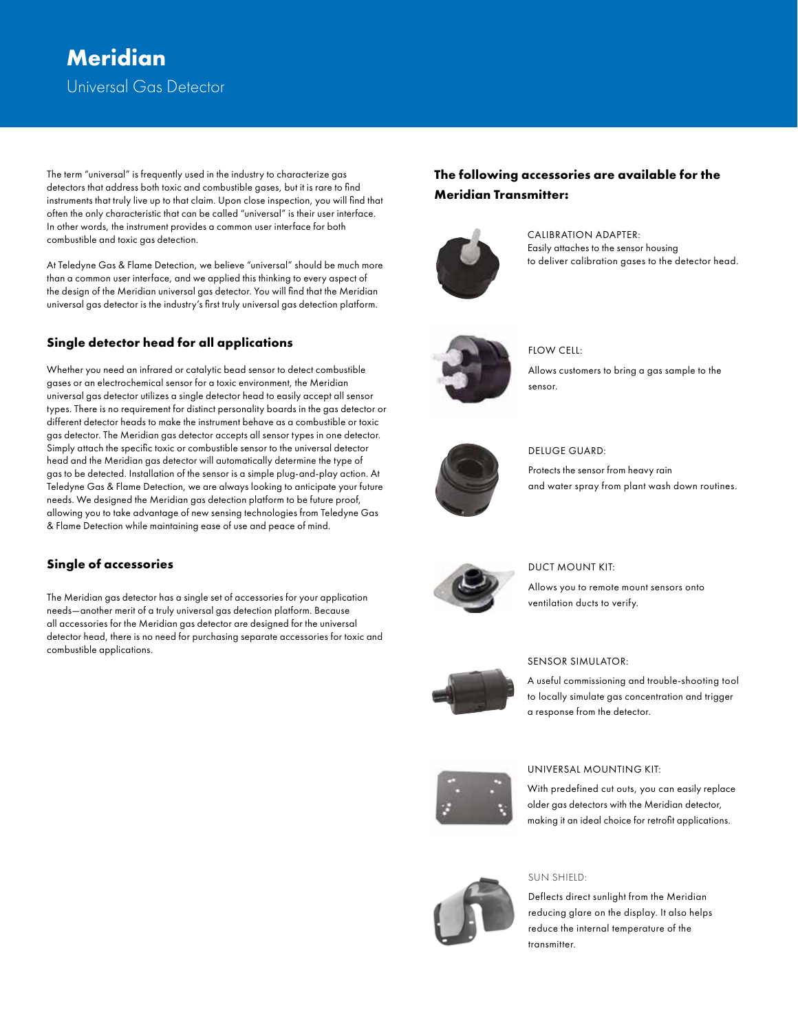# Meridian

Universal Gas Detector

The term "universal" is frequently used in the industry to characterize gas detectors that address both toxic and combustible gases, but it is rare to find instruments that truly live up to that claim. Upon close inspection, you will find that often the only characteristic that can be called "universal" is their user interface. In other words, the instrument provides a common user interface for both combustible and toxic gas detection.

At Teledyne Gas & Flame Detection, we believe "universal" should be much more than a common user interface, and we applied this thinking to every aspect of the design of the Meridian gas detector. You will find that the Meridian universal gas detector is the industry's first truly universal gas detection platform.

## Single detector head for all applications

Whether you need an infrared or catalytic bead sensor to detect combustible gases or an electrochemical sensor for a toxic environment, the Meridian universal gas detector utilizes a single detector head to easily accept all sensor types. There is no requirement for distinct personality boards in the gas detector or different detector heads to make the instrument behave as a combustible or toxic gas detector. The Meridian gas detector accepts all sensor types in one detector. Simply attach the specific toxic or combustible sensor to the universal detector head and the Meridian gas detector will automatically determine the type of gas to be detected. Installation of the sensor is a simple plug-and-play action. At Teledyne Gas & Flame Detection, we are always looking to anticipate your future needs. We designed the Meridian gas detection platform to be future proof, allowing you to take advantage of new sensing technologies from Teledyne Gas & Flame Detection while maintaining ease of use and peace of mind.

## Single of accessories

The Meridian gas detector has a single set of accessories for your application needs—another merit of a truly universal gas detection platform. Because all accessories for the Meridian gas detector are designed for the universal detector head, there is no need for purchasing separate accessories for toxic and combustible applications.

## The following accessories are available for the Meridian Transmitter:

CALIBRATION ADAPTER:
Easily attaches to the sensor housing to deliver calibration gases to the detector head.

FLOW CELL:
Allows customers to bring a gas sample to the sensor.

DELUGE GUARD:
Protects the sensor from heavy rain and water spray from plant wash down routines.

DUCT MOUNT KIT:
Allows you to remote mount sensors onto ventilation ducts to verify.

SENSOR SIMULATOR:
A useful commissioning and trouble-shooting tool to locally simulate gas concentration and trigger a response from the detector.

UNIVERSAL MOUNTING KIT:
With predefined cut outs, you can easily replace older gas detectors with the Meridian detector, making it an ideal choice for retrofit applications.

SUN SHIELD:
Deflects direct sunlight from the Meridian reducing glare on the display. It also helps reduce the internal temperature of the transmitter.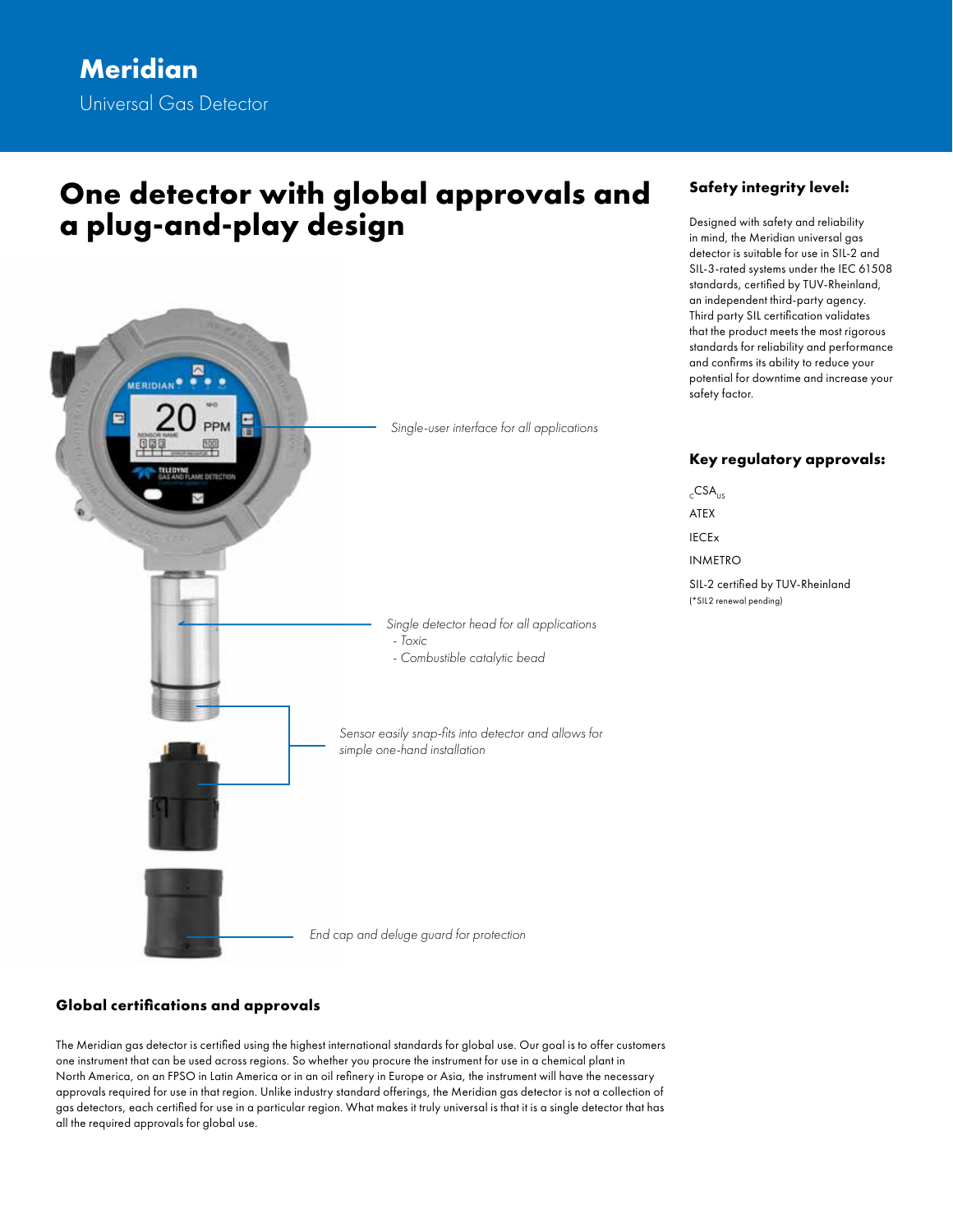# Meridian

Universal Gas Detector

## One detector with global approvals and a plug-and-play design

*Single-user interface for all applications*

*Single detector head for all applications*
- *Toxic*
- *Combustible catalytic bead*

*Sensor easily snap-fits into detector and allows for simple one-hand installation*

*End cap and deluge guard for protection*

### Global certifications and approvals

The Meridian gas detector is certified using the highest international standards for global use. Our goal is to offer customers one instrument that can be used across regions. So whether you procure the instrument for use in a chemical plant in North America, on an FPSO in Latin America or in an oil refinery in Europe or Asia, the instrument will have the necessary approvals required for use in that region. Unlike industry standard offerings, the Meridian gas detector is not a collection of gas detectors, each certified for use in a particular region. What makes it truly universal is that it is a single detector that has all the required approvals for global use.

### Safety integrity level:

Designed with safety and reliability in mind, the Meridian universal gas detector is suitable for use in SIL-2 and SIL-3-rated systems under the IEC 61508 standards, certified by TUV-Rheinland, an independent third-party agency. Third party SIL certification validates that the product meets the most rigorous standards for reliability and performance and confirms its ability to reduce your potential for downtime and increase your safety factor.

### Key regulatory approvals:

$_{C}$CSA$_{US}$

ATEX

IECEx

INMETRO

SIL-2 certified by TUV-Rheinland

(*SIL2 renewal pending)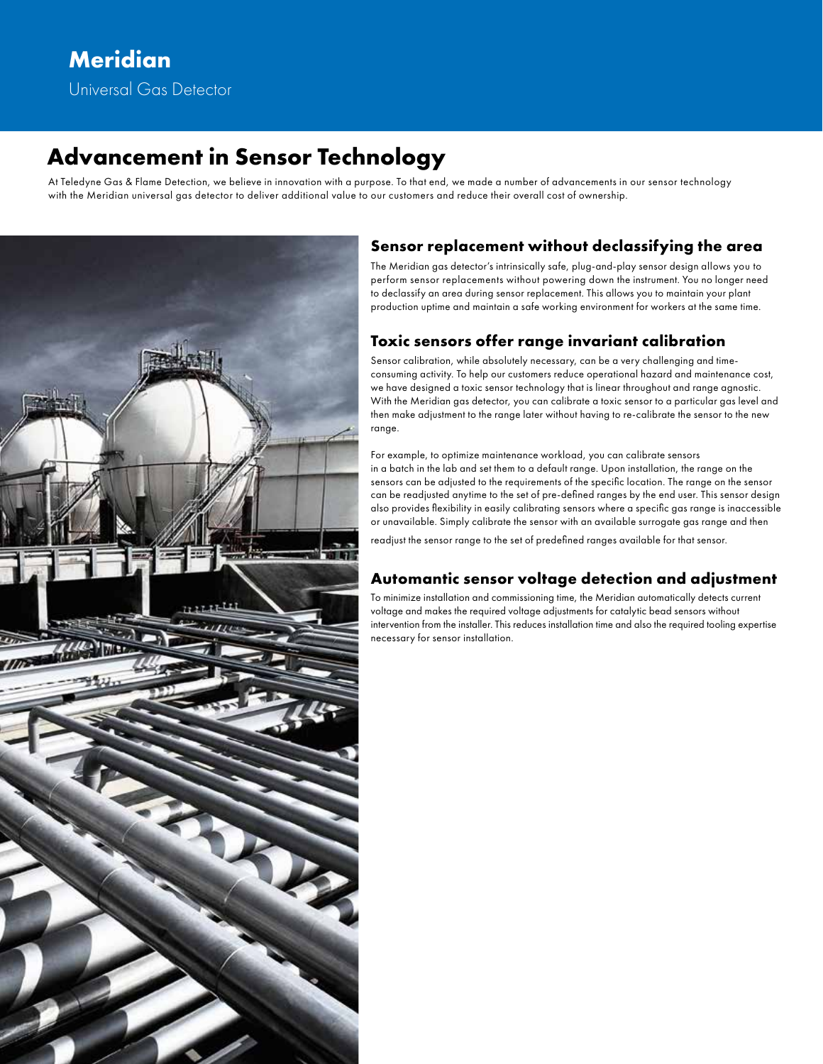# Meridian

Universal Gas Detector

## Advancement in Sensor Technology

At Teledyne Gas & Flame Detection, we believe in innovation with a purpose. To that end, we made a number of advancements in our sensor technology with the Meridian universal gas detector to deliver additional value to our customers and reduce their overall cost of ownership.

### Sensor replacement without declassifying the area

The Meridian gas detector's intrinsically safe, plug-and-play sensor design allows you to perform sensor replacements without powering down the instrument. You no longer need to declassify an area during sensor replacement. This allows you to maintain your plant production uptime and maintain a safe working environment for workers at the same time.

### Toxic sensors offer range invariant calibration

Sensor calibration, while absolutely necessary, can be a very challenging and time-consuming activity. To help our customers reduce operational hazard and maintenance cost, we have designed a toxic sensor technology that is linear throughout and range agnostic. With the Meridian gas detector, you can calibrate a toxic sensor to a particular gas level and then make adjustment to the range later without having to re-calibrate the sensor to the new range.

For example, to optimize maintenance workload, you can calibrate sensors in a batch in the lab and set them to a default range. Upon installation, the range on the sensors can be adjusted to the requirements of the specific location. The range on the sensor can be readjusted anytime to the set of pre-defined ranges by the end user. This sensor design also provides flexibility in easily calibrating sensors where a specific gas range is inaccessible or unavailable. Simply calibrate the sensor with an available surrogate gas range and then readjust the sensor range to the set of predefined ranges available for that sensor.

### Automantic sensor voltage detection and adjustment

To minimize installation and commissioning time, the Meridian automatically detects current voltage and makes the required voltage adjustments for catalytic bead sensors without intervention from the installer. This reduces installation time and also the required tooling expertise necessary for sensor installation.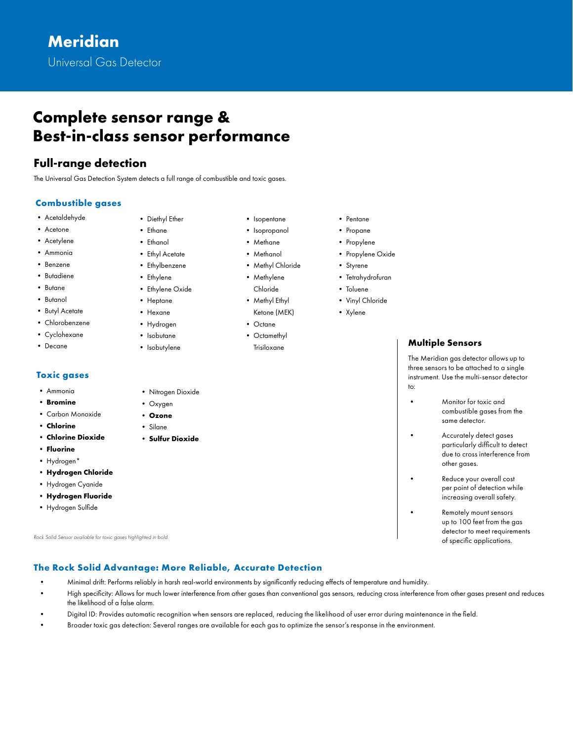# Meridian

Universal Gas Detector

# Complete sensor range & Best-in-class sensor performance

## Full-range detection

The Universal Gas Detection System detects a full range of combustible and toxic gases.

### Combustible gases

- Acetaldehyde
- Acetone
- Acetylene
- Ammonia
- Benzene
- Butadiene
- Butane
- Butanol
- Butyl Acetate
- Chlorobenzene
- Cyclohexane
- Decane
- Diethyl Ether
- Ethane
- Ethanol
- Ethyl Acetate
- Ethylbenzene
- Ethylene
- Ethylene Oxide
- Heptane
- Hexane
- Hydrogen
- Isobutane
- Isobutylene
- Isopentane
- Isopropanol
- Methane
- Methanol
- Methyl Chloride
- Methylene Chloride
- Methyl Ethyl Ketone (MEK)
- Octane
- Octamethyl Trisiloxane
- Pentane
- Propane
- Propylene
- Propylene Oxide
- Styrene
- Tetrahydrofuran
- Toluene
- Vinyl Chloride
- Xylene

### Toxic gases

- Ammonia
- **Bromine**
- Carbon Monoxide
- **Chlorine**
- **Chlorine Dioxide**
- **Fluorine**
- Hydrogen*
- **Hydrogen Chloride**
- Hydrogen Cyanide
- **Hydrogen Fluoride**
- Hydrogen Sulfide
- Nitrogen Dioxide
- Oxygen
- **Ozone**
- Silane
- **Sulfur Dioxide**

*Rock Solid Sensor available for toxic gases highlighted in bold.*

### Multiple Sensors

The Meridian gas detector allows up to three sensors to be attached to a single instrument. Use the multi-sensor detector to:

- Monitor for toxic and combustible gases from the same detector.
- Accurately detect gases particularly difficult to detect due to cross interference from other gases.
- Reduce your overall cost per point of detection while increasing overall safety.
- Remotely mount sensors up to 100 feet from the gas detector to meet requirements of specific applications.

### The Rock Solid Advantage: More Reliable, Accurate Detection

- Minimal drift: Performs reliably in harsh real-world environments by significantly reducing effects of temperature and humidity.
- High specificity: Allows for much lower interference from other gases than conventional gas sensors, reducing cross interference from other gases present and reduces the likelihood of a false alarm.
- Digital ID: Provides automatic recognition when sensors are replaced, reducing the likelihood of user error during maintenance in the field.
- Broader toxic gas detection: Several ranges are available for each gas to optimize the sensor's response in the environment.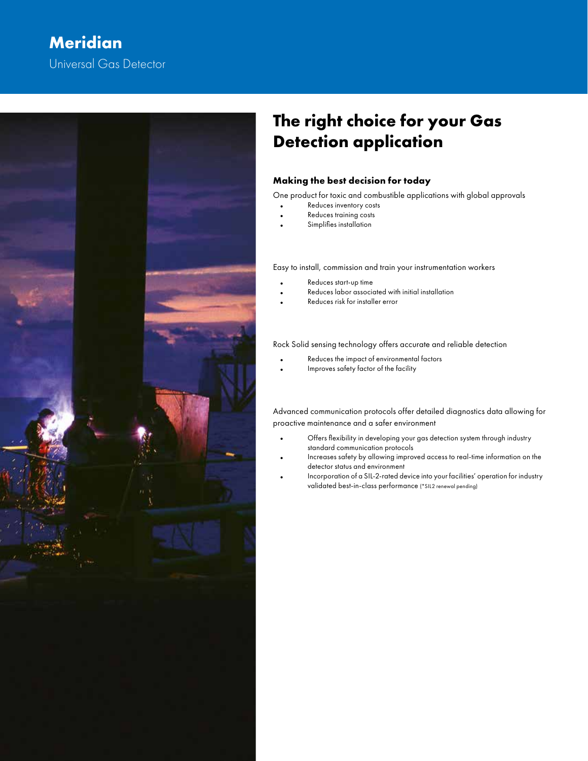# Meridian

Universal Gas Detector

## The right choice for your Gas Detection application

### Making the best decision for today

One product for toxic and combustible applications with global approvals

- Reduces inventory costs
- Reduces training costs
- Simplifies installation

Easy to install, commission and train your instrumentation workers

- Reduces start-up time
- Reduces labor associated with initial installation
- Reduces risk for installer error

Rock Solid sensing technology offers accurate and reliable detection

- Reduces the impact of environmental factors
- Improves safety factor of the facility

Advanced communication protocols offer detailed diagnostics data allowing for proactive maintenance and a safer environment

- Offers flexibility in developing your gas detection system through industry standard communication protocols
- Increases safety by allowing improved access to real-time information on the detector status and environment
- Incorporation of a SIL-2-rated device into your facilities' operation for industry validated best-in-class performance (*SIL2 renewal pending)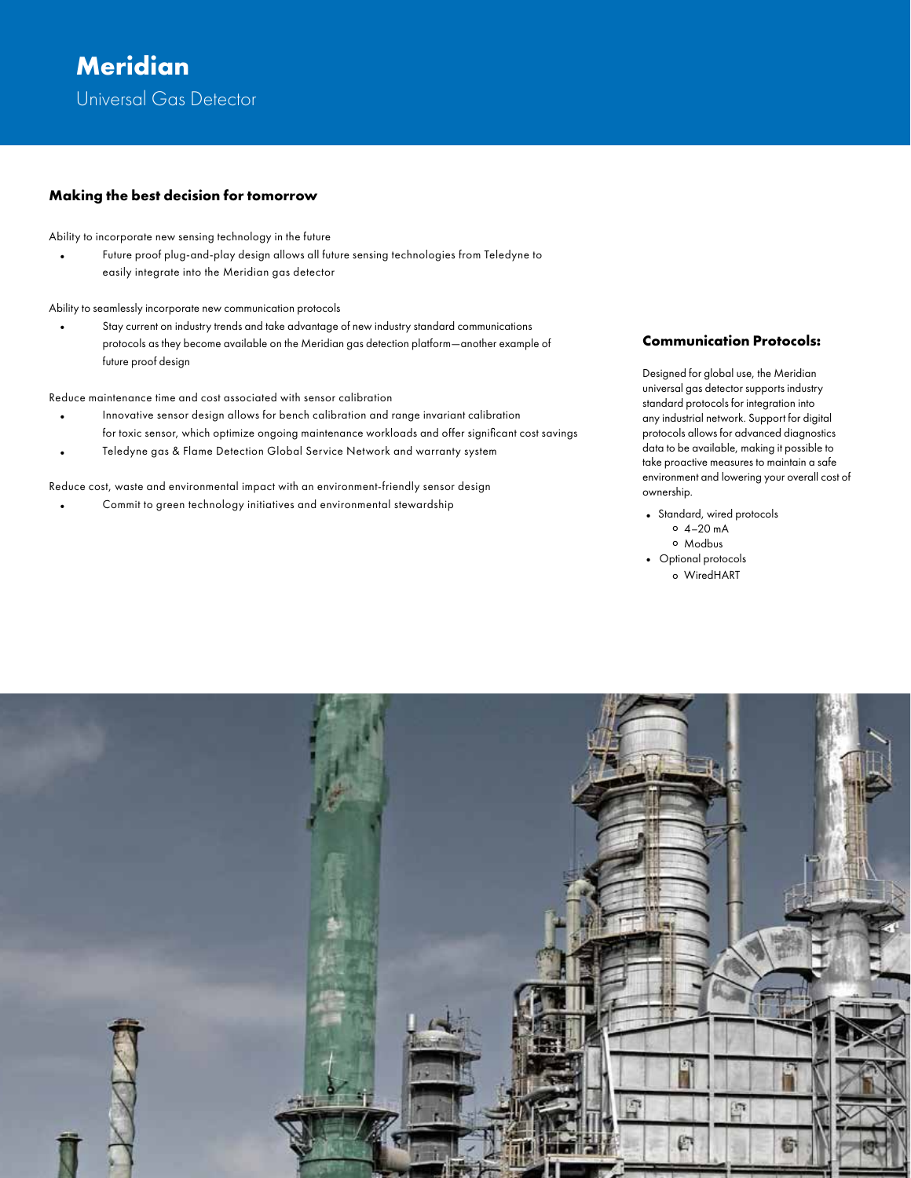# Meridian

Universal Gas Detector

### Making the best decision for tomorrow

Ability to incorporate new sensing technology in the future

- Future proof plug-and-play design allows all future sensing technologies from Teledyne to easily integrate into the Meridian gas detector

Ability to seamlessly incorporate new communication protocols

- Stay current on industry trends and take advantage of new industry standard communications protocols as they become available on the Meridian gas detection platform—another example of future proof design

Reduce maintenance time and cost associated with sensor calibration

- Innovative sensor design allows for bench calibration and range invariant calibration for toxic sensor, which optimize ongoing maintenance workloads and offer significant cost savings
- Teledyne gas & Flame Detection Global Service Network and warranty system

Reduce cost, waste and environmental impact with an environment-friendly sensor design

- Commit to green technology initiatives and environmental stewardship

### Communication Protocols:

Designed for global use, the Meridian universal gas detector supports industry standard protocols for integration into any industrial network. Support for digital protocols allows for advanced diagnostics data to be available, making it possible to take proactive measures to maintain a safe environment and lowering your overall cost of ownership.

- Standard, wired protocols
  - 4–20 mA
  - Modbus
- Optional protocols
  - WiredHART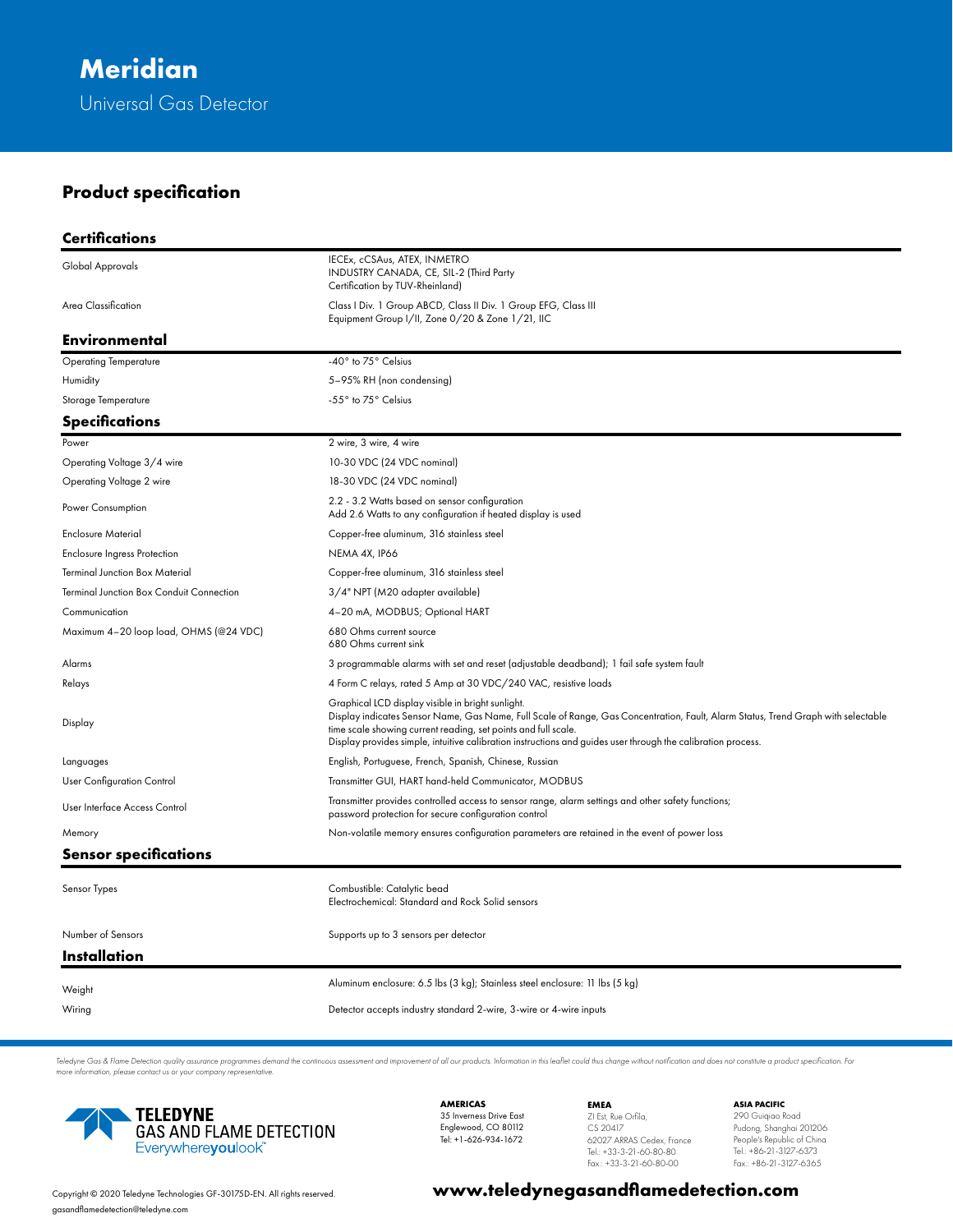# Meridian

Universal Gas Detector

## Product specification

### Certifications

| | |
|---|---|
| Global Approvals | IECEx, cCSAus, ATEX, INMETRO<br>INDUSTRY CANADA, CE, SIL-2 (Third Party Certification by TUV-Rheinland) |
| Area Classification | Class I Div. 1 Group ABCD, Class II Div. 1 Group EFG, Class III<br>Equipment Group I/II, Zone 0/20 & Zone 1/21, IIC |

### Environmental

| | |
|---|---|
| Operating Temperature | -40° to 75° Celsius |
| Humidity | 5–95% RH (non condensing) |
| Storage Temperature | -55° to 75° Celsius |

### Specifications

| | |
|---|---|
| Power | 2 wire, 3 wire, 4 wire |
| Operating Voltage 3/4 wire | 10-30 VDC (24 VDC nominal) |
| Operating Voltage 2 wire | 18-30 VDC (24 VDC nominal) |
| Power Consumption | 2.2 - 3.2 Watts based on sensor configuration<br>Add 2.6 Watts to any configuration if heated display is used |
| Enclosure Material | Copper-free aluminum, 316 stainless steel |
| Enclosure Ingress Protection | NEMA 4X, IP66 |
| Terminal Junction Box Material | Copper-free aluminum, 316 stainless steel |
| Terminal Junction Box Conduit Connection | 3/4" NPT (M20 adapter available) |
| Communication | 4–20 mA, MODBUS; Optional HART |
| Maximum 4–20 loop load, OHMS (@24 VDC) | 680 Ohms current source<br>680 Ohms current sink |
| Alarms | 3 programmable alarms with set and reset (adjustable deadband); 1 fail safe system fault |
| Relays | 4 Form C relays, rated 5 Amp at 30 VDC/240 VAC, resistive loads |
| Display | Graphical LCD display visible in bright sunlight.<br>Display indicates Sensor Name, Gas Name, Full Scale of Range, Gas Concentration, Fault, Alarm Status, Trend Graph with selectable time scale showing current reading, set points and full scale.<br>Display provides simple, intuitive calibration instructions and guides user through the calibration process. |
| Languages | English, Portuguese, French, Spanish, Chinese, Russian |
| User Configuration Control | Transmitter GUI, HART hand-held Communicator, MODBUS |
| User Interface Access Control | Transmitter provides controlled access to sensor range, alarm settings and other safety functions;<br>password protection for secure configuration control |
| Memory | Non-volatile memory ensures configuration parameters are retained in the event of power loss |

### Sensor specifications

| | |
|---|---|
| Sensor Types | Combustible: Catalytic bead<br>Electrochemical: Standard and Rock Solid sensors |
| Number of Sensors | Supports up to 3 sensors per detector |

### Installation

| | |
|---|---|
| Weight | Aluminum enclosure: 6.5 lbs (3 kg); Stainless steel enclosure: 11 lbs (5 kg) |
| Wiring | Detector accepts industry standard 2-wire, 3-wire or 4-wire inputs |

*Teledyne Gas & Flame Detection quality assurance programmes demand the continuous assessment and improvement of all our products. Information in this leaflet could thus change without notification and does not constitute a product specification. For more information, please contact us or your company representative.*

TELEDYNE GAS AND FLAME DETECTION
Everywhereyoulook™

**AMERICAS**
35 Inverness Drive East
Englewood, CO 80112
Tel: +1-626-934-1672

**EMEA**
ZI Est, Rue Orfila,
CS 20417
62027 ARRAS Cedex, France
Tel.: +33-3-21-60-80-80
Fax.: +33-3-21-60-80-00

**ASIA PACIFIC**
290 Guiqiao Road
Pudong, Shanghai 201206
People's Republic of China
Tel.: +86-21-3127-6373
Fax.: +86-21-3127-6365

Copyright © 2020 Teledyne Technologies GF-30175D-EN. All rights reserved.
gasandflamedetection@teledyne.com

**www.teledynegasandflamedetection.com**